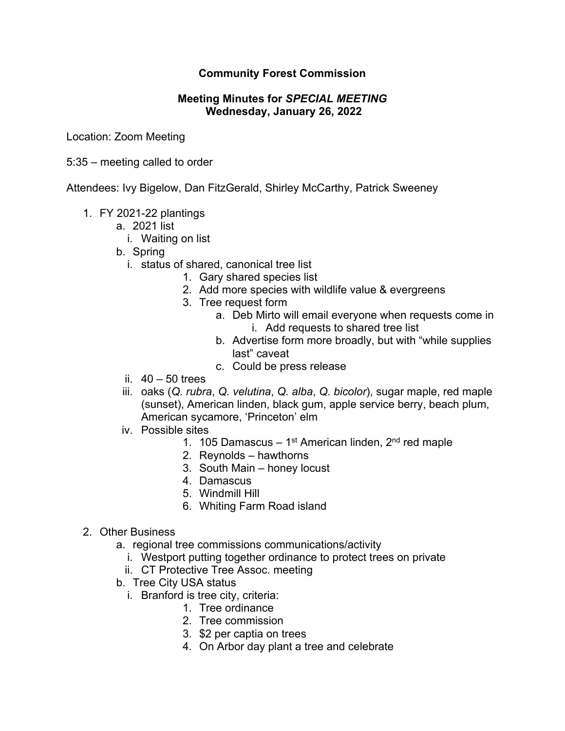**Community Forest Commission**

**Meeting Minutes for *SPECIAL MEETING***
**Wednesday, January 26, 2022**

Location: Zoom Meeting

5:35 – meeting called to order

Attendees: Ivy Bigelow, Dan FitzGerald, Shirley McCarthy, Patrick Sweeney

1. FY 2021-22 plantings
    a. 2021 list
        i. Waiting on list
    b. Spring
        i. status of shared, canonical tree list
            1. Gary shared species list
            2. Add more species with wildlife value & evergreens
            3. Tree request form
                a. Deb Mirto will email everyone when requests come in
                    i. Add requests to shared tree list
                b. Advertise form more broadly, but with "while supplies last" caveat
                c. Could be press release
        ii. 40 – 50 trees
        iii. oaks (*Q. rubra*, *Q. velutina*, *Q. alba*, *Q. bicolor*), sugar maple, red maple (sunset), American linden, black gum, apple service berry, beach plum, American sycamore, 'Princeton' elm
        iv. Possible sites
            1. 105 Damascus – 1st American linden, 2nd red maple
            2. Reynolds – hawthorns
            3. South Main – honey locust
            4. Damascus
            5. Windmill Hill
            6. Whiting Farm Road island

2. Other Business
    a. regional tree commissions communications/activity
        i. Westport putting together ordinance to protect trees on private
        ii. CT Protective Tree Assoc. meeting
    b. Tree City USA status
        i. Branford is tree city, criteria:
            1. Tree ordinance
            2. Tree commission
            3. $2 per captia on trees
            4. On Arbor day plant a tree and celebrate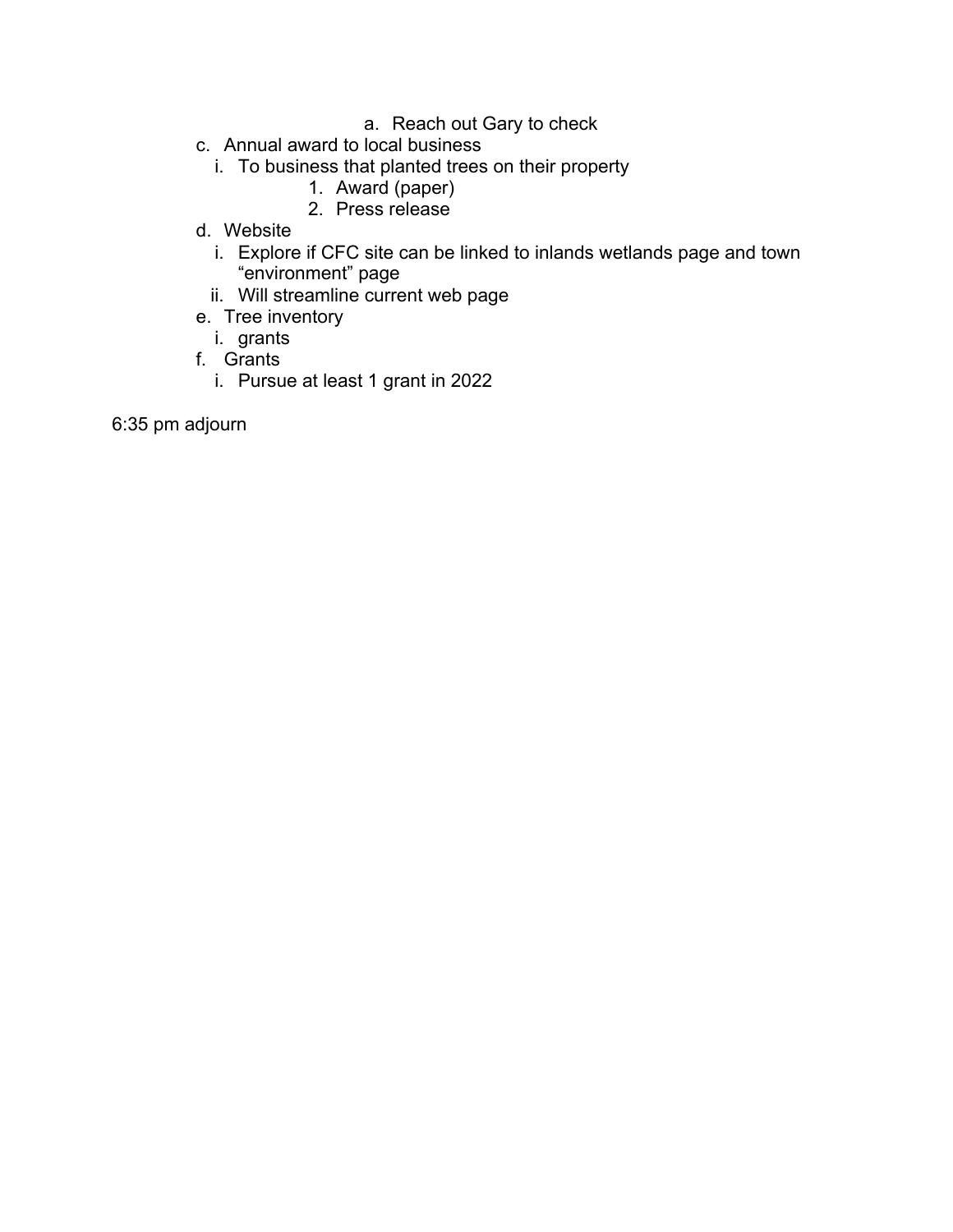a. Reach out Gary to check

   c. Annual award to local business
      i. To business that planted trees on their property
         1. Award (paper)
         2. Press release
   d. Website
      i. Explore if CFC site can be linked to inlands wetlands page and town "environment" page
      ii. Will streamline current web page
   e. Tree inventory
      i. grants
   f. Grants
      i. Pursue at least 1 grant in 2022

6:35 pm adjourn